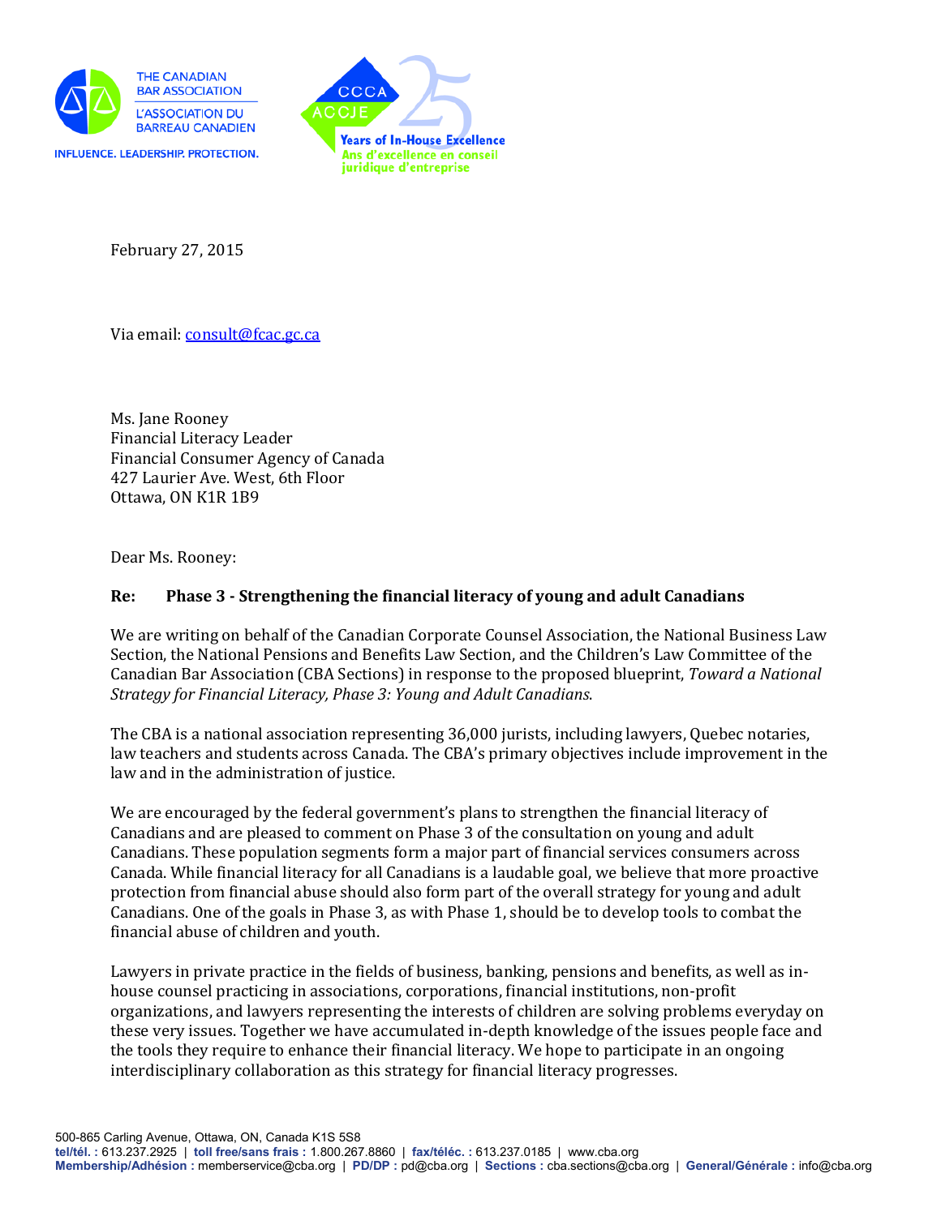THE CANADIAN BAR ASSOCIATION
L'ASSOCIATION DU BARREAU CANADIEN
INFLUENCE. LEADERSHIP. PROTECTION.

CCCA ACCJE 25 Years of In-House Excellence
Ans d'excellence en conseil juridique d'entreprise

February 27, 2015

Via email: consult@fcac.gc.ca

Ms. Jane Rooney
Financial Literacy Leader
Financial Consumer Agency of Canada
427 Laurier Ave. West, 6th Floor
Ottawa, ON K1R 1B9

Dear Ms. Rooney:

**Re: Phase 3 - Strengthening the financial literacy of young and adult Canadians**

We are writing on behalf of the Canadian Corporate Counsel Association, the National Business Law Section, the National Pensions and Benefits Law Section, and the Children's Law Committee of the Canadian Bar Association (CBA Sections) in response to the proposed blueprint, *Toward a National Strategy for Financial Literacy, Phase 3: Young and Adult Canadians*.

The CBA is a national association representing 36,000 jurists, including lawyers, Quebec notaries, law teachers and students across Canada. The CBA's primary objectives include improvement in the law and in the administration of justice.

We are encouraged by the federal government's plans to strengthen the financial literacy of Canadians and are pleased to comment on Phase 3 of the consultation on young and adult Canadians. These population segments form a major part of financial services consumers across Canada. While financial literacy for all Canadians is a laudable goal, we believe that more proactive protection from financial abuse should also form part of the overall strategy for young and adult Canadians. One of the goals in Phase 3, as with Phase 1, should be to develop tools to combat the financial abuse of children and youth.

Lawyers in private practice in the fields of business, banking, pensions and benefits, as well as in-house counsel practicing in associations, corporations, financial institutions, non-profit organizations, and lawyers representing the interests of children are solving problems everyday on these very issues. Together we have accumulated in-depth knowledge of the issues people face and the tools they require to enhance their financial literacy. We hope to participate in an ongoing interdisciplinary collaboration as this strategy for financial literacy progresses.

500-865 Carling Avenue, Ottawa, ON, Canada K1S 5S8
tel/tél. : 613.237.2925 | toll free/sans frais : 1.800.267.8860 | fax/téléc. : 613.237.0185 | www.cba.org
Membership/Adhésion : memberservice@cba.org | PD/DP : pd@cba.org | Sections : cba.sections@cba.org | General/Générale : info@cba.org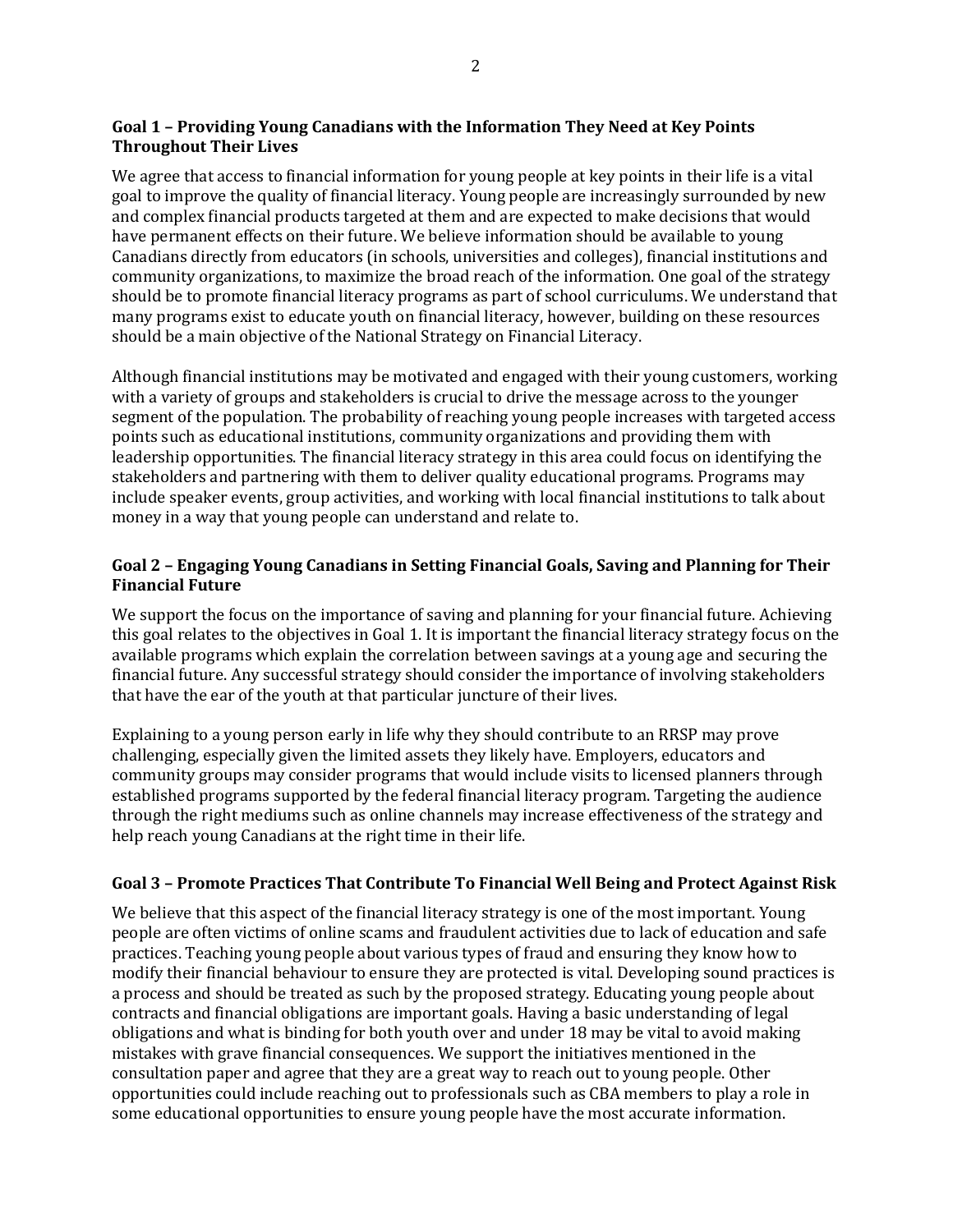### Goal 1 – Providing Young Canadians with the Information They Need at Key Points Throughout Their Lives

We agree that access to financial information for young people at key points in their life is a vital goal to improve the quality of financial literacy. Young people are increasingly surrounded by new and complex financial products targeted at them and are expected to make decisions that would have permanent effects on their future. We believe information should be available to young Canadians directly from educators (in schools, universities and colleges), financial institutions and community organizations, to maximize the broad reach of the information. One goal of the strategy should be to promote financial literacy programs as part of school curriculums. We understand that many programs exist to educate youth on financial literacy, however, building on these resources should be a main objective of the National Strategy on Financial Literacy.

Although financial institutions may be motivated and engaged with their young customers, working with a variety of groups and stakeholders is crucial to drive the message across to the younger segment of the population. The probability of reaching young people increases with targeted access points such as educational institutions, community organizations and providing them with leadership opportunities. The financial literacy strategy in this area could focus on identifying the stakeholders and partnering with them to deliver quality educational programs. Programs may include speaker events, group activities, and working with local financial institutions to talk about money in a way that young people can understand and relate to.

### Goal 2 – Engaging Young Canadians in Setting Financial Goals, Saving and Planning for Their Financial Future

We support the focus on the importance of saving and planning for your financial future. Achieving this goal relates to the objectives in Goal 1. It is important the financial literacy strategy focus on the available programs which explain the correlation between savings at a young age and securing the financial future. Any successful strategy should consider the importance of involving stakeholders that have the ear of the youth at that particular juncture of their lives.

Explaining to a young person early in life why they should contribute to an RRSP may prove challenging, especially given the limited assets they likely have. Employers, educators and community groups may consider programs that would include visits to licensed planners through established programs supported by the federal financial literacy program. Targeting the audience through the right mediums such as online channels may increase effectiveness of the strategy and help reach young Canadians at the right time in their life.

### Goal 3 – Promote Practices That Contribute To Financial Well Being and Protect Against Risk

We believe that this aspect of the financial literacy strategy is one of the most important. Young people are often victims of online scams and fraudulent activities due to lack of education and safe practices. Teaching young people about various types of fraud and ensuring they know how to modify their financial behaviour to ensure they are protected is vital. Developing sound practices is a process and should be treated as such by the proposed strategy. Educating young people about contracts and financial obligations are important goals. Having a basic understanding of legal obligations and what is binding for both youth over and under 18 may be vital to avoid making mistakes with grave financial consequences. We support the initiatives mentioned in the consultation paper and agree that they are a great way to reach out to young people. Other opportunities could include reaching out to professionals such as CBA members to play a role in some educational opportunities to ensure young people have the most accurate information.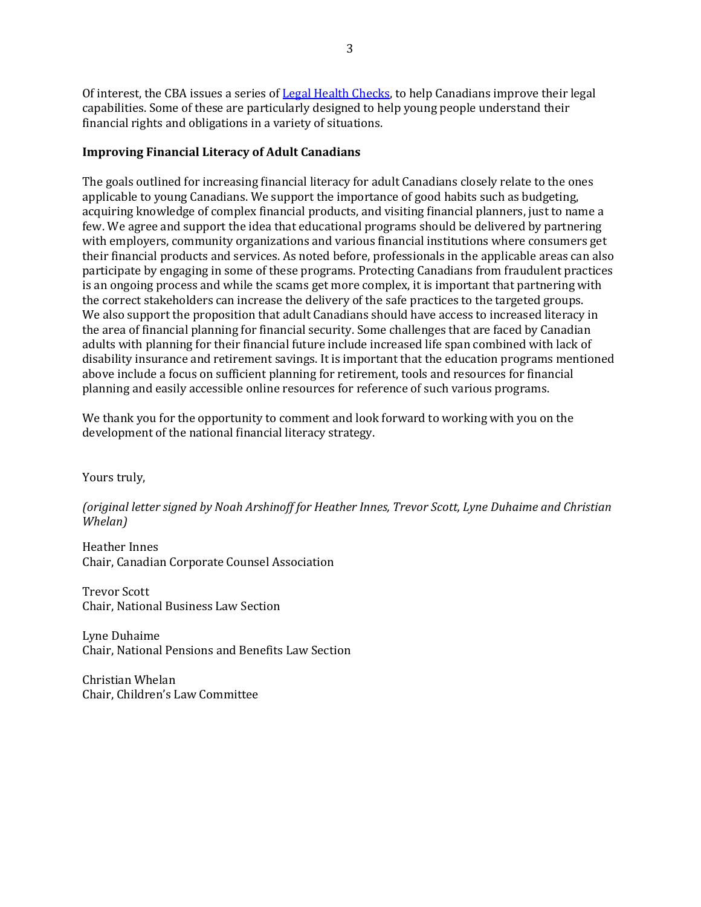Of interest, the CBA issues a series of [Legal Health Checks](), to help Canadians improve their legal capabilities. Some of these are particularly designed to help young people understand their financial rights and obligations in a variety of situations.

**Improving Financial Literacy of Adult Canadians**

The goals outlined for increasing financial literacy for adult Canadians closely relate to the ones applicable to young Canadians. We support the importance of good habits such as budgeting, acquiring knowledge of complex financial products, and visiting financial planners, just to name a few. We agree and support the idea that educational programs should be delivered by partnering with employers, community organizations and various financial institutions where consumers get their financial products and services. As noted before, professionals in the applicable areas can also participate by engaging in some of these programs. Protecting Canadians from fraudulent practices is an ongoing process and while the scams get more complex, it is important that partnering with the correct stakeholders can increase the delivery of the safe practices to the targeted groups. We also support the proposition that adult Canadians should have access to increased literacy in the area of financial planning for financial security. Some challenges that are faced by Canadian adults with planning for their financial future include increased life span combined with lack of disability insurance and retirement savings. It is important that the education programs mentioned above include a focus on sufficient planning for retirement, tools and resources for financial planning and easily accessible online resources for reference of such various programs.

We thank you for the opportunity to comment and look forward to working with you on the development of the national financial literacy strategy.

Yours truly,

*(original letter signed by Noah Arshinoff for Heather Innes, Trevor Scott, Lyne Duhaime and Christian Whelan)*

Heather Innes
Chair, Canadian Corporate Counsel Association

Trevor Scott
Chair, National Business Law Section

Lyne Duhaime
Chair, National Pensions and Benefits Law Section

Christian Whelan
Chair, Children's Law Committee